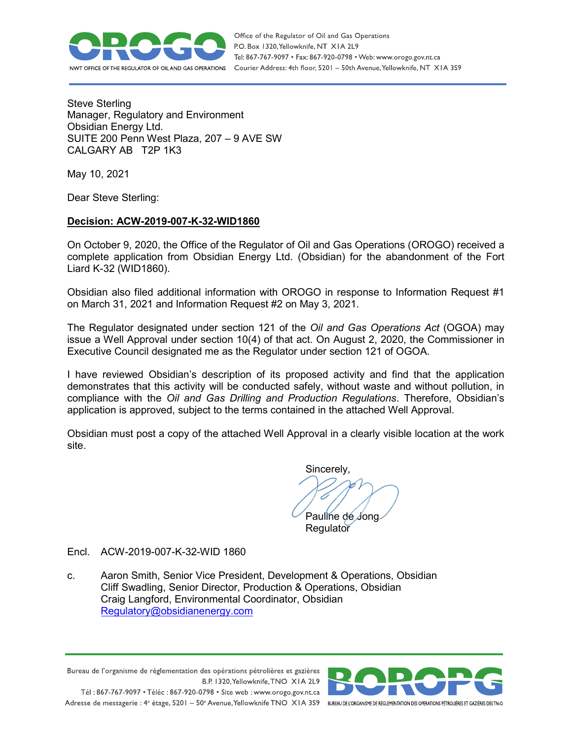Office of the Regulator of Oil and Gas Operations
P.O. Box 1320, Yellowknife, NT X1A 2L9
Tel: 867-767-9097 • Fax: 867-920-0798 • Web: www.orogo.gov.nt.ca
Courier Address: 4th floor, 5201 – 50th Avenue, Yellowknife, NT X1A 3S9

Steve Sterling
Manager, Regulatory and Environment
Obsidian Energy Ltd.
SUITE 200 Penn West Plaza, 207 – 9 AVE SW
CALGARY AB T2P 1K3

May 10, 2021

Dear Steve Sterling:

**Decision: ACW-2019-007-K-32-WID1860**

On October 9, 2020, the Office of the Regulator of Oil and Gas Operations (OROGO) received a complete application from Obsidian Energy Ltd. (Obsidian) for the abandonment of the Fort Liard K-32 (WID1860).

Obsidian also filed additional information with OROGO in response to Information Request #1 on March 31, 2021 and Information Request #2 on May 3, 2021.

The Regulator designated under section 121 of the *Oil and Gas Operations Act* (OGOA) may issue a Well Approval under section 10(4) of that act. On August 2, 2020, the Commissioner in Executive Council designated me as the Regulator under section 121 of OGOA.

I have reviewed Obsidian's description of its proposed activity and find that the application demonstrates that this activity will be conducted safely, without waste and without pollution, in compliance with the *Oil and Gas Drilling and Production Regulations*. Therefore, Obsidian's application is approved, subject to the terms contained in the attached Well Approval.

Obsidian must post a copy of the attached Well Approval in a clearly visible location at the work site.

Sincerely,

Pauline de Jong
Regulator

Encl. ACW-2019-007-K-32-WID 1860

c. Aaron Smith, Senior Vice President, Development & Operations, Obsidian
Cliff Swadling, Senior Director, Production & Operations, Obsidian
Craig Langford, Environmental Coordinator, Obsidian
Regulatory@obsidianenergy.com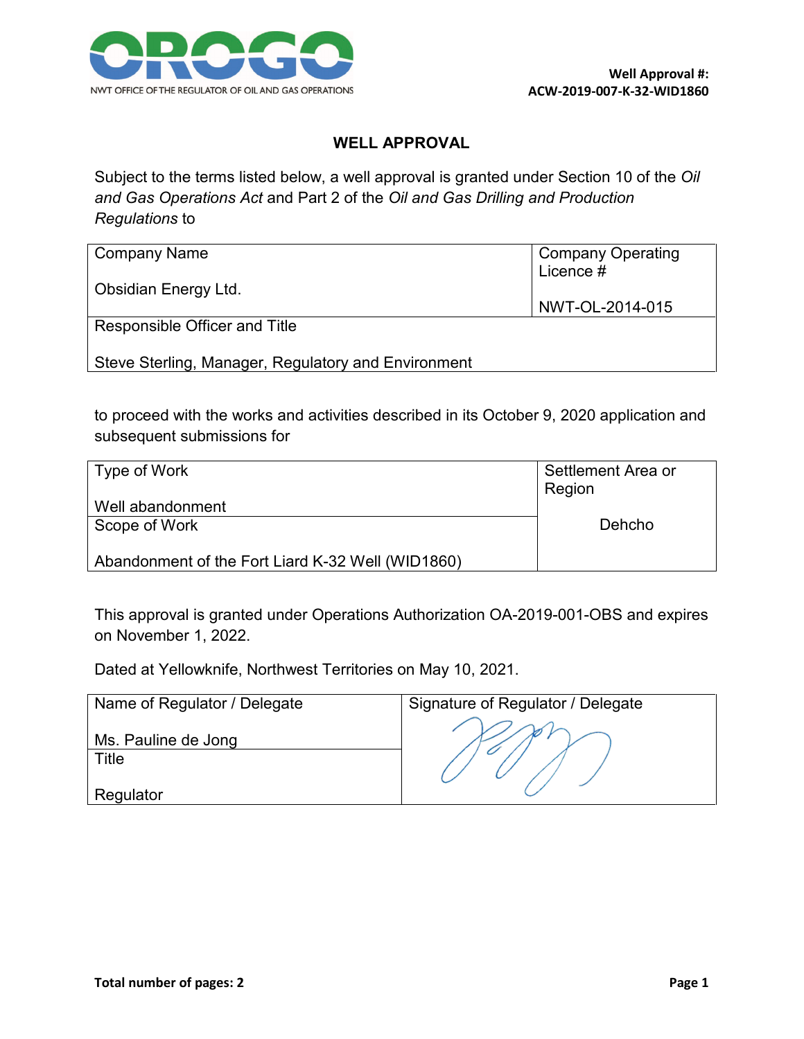**Well Approval #:**
**ACW-2019-007-K-32-WID1860**

## WELL APPROVAL

Subject to the terms listed below, a well approval is granted under Section 10 of the *Oil and Gas Operations Act* and Part 2 of the *Oil and Gas Drilling and Production Regulations* to

| Company Name | Company Operating Licence # |
|---|---|
| Obsidian Energy Ltd. | NWT-OL-2014-015 |
| Responsible Officer and Title | |
| Steve Sterling, Manager, Regulatory and Environment | |

to proceed with the works and activities described in its October 9, 2020 application and subsequent submissions for

| Type of Work | Settlement Area or Region |
|---|---|
| Well abandonment | Dehcho |
| Scope of Work | |
| Abandonment of the Fort Liard K-32 Well (WID1860) | |

This approval is granted under Operations Authorization OA-2019-001-OBS and expires on November 1, 2022.

Dated at Yellowknife, Northwest Territories on May 10, 2021.

| Name of Regulator / Delegate | Signature of Regulator / Delegate |
|---|---|
| Ms. Pauline de Jong | |
| Title | |
| Regulator | |

**Total number of pages: 2**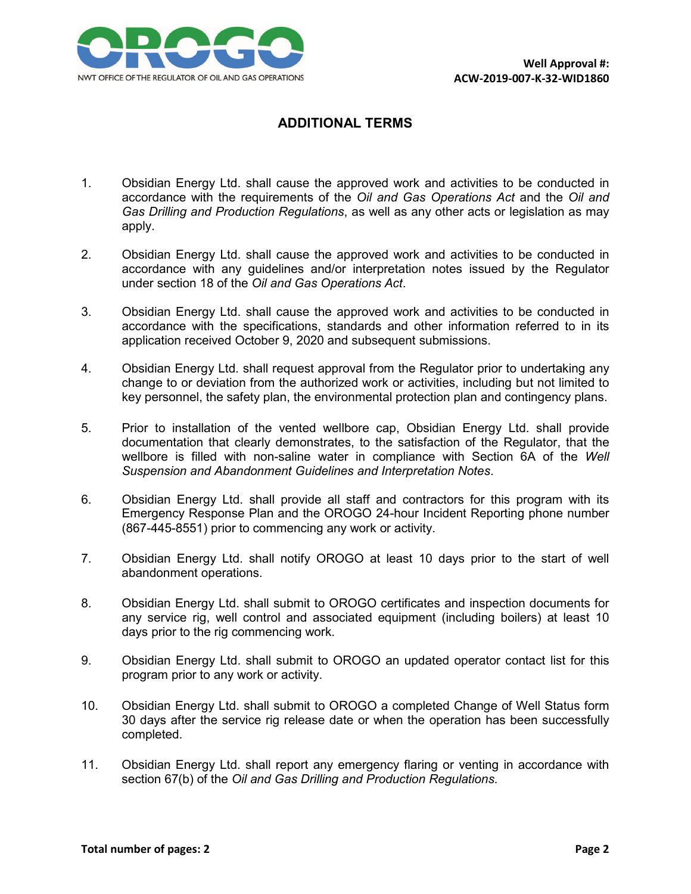**Well Approval #:**
**ACW-2019-007-K-32-WID1860**

## ADDITIONAL TERMS

1. Obsidian Energy Ltd. shall cause the approved work and activities to be conducted in accordance with the requirements of the *Oil and Gas Operations Act* and the *Oil and Gas Drilling and Production Regulations*, as well as any other acts or legislation as may apply.

2. Obsidian Energy Ltd. shall cause the approved work and activities to be conducted in accordance with any guidelines and/or interpretation notes issued by the Regulator under section 18 of the *Oil and Gas Operations Act*.

3. Obsidian Energy Ltd. shall cause the approved work and activities to be conducted in accordance with the specifications, standards and other information referred to in its application received October 9, 2020 and subsequent submissions.

4. Obsidian Energy Ltd. shall request approval from the Regulator prior to undertaking any change to or deviation from the authorized work or activities, including but not limited to key personnel, the safety plan, the environmental protection plan and contingency plans.

5. Prior to installation of the vented wellbore cap, Obsidian Energy Ltd. shall provide documentation that clearly demonstrates, to the satisfaction of the Regulator, that the wellbore is filled with non-saline water in compliance with Section 6A of the *Well Suspension and Abandonment Guidelines and Interpretation Notes*.

6. Obsidian Energy Ltd. shall provide all staff and contractors for this program with its Emergency Response Plan and the OROGO 24-hour Incident Reporting phone number (867-445-8551) prior to commencing any work or activity.

7. Obsidian Energy Ltd. shall notify OROGO at least 10 days prior to the start of well abandonment operations.

8. Obsidian Energy Ltd. shall submit to OROGO certificates and inspection documents for any service rig, well control and associated equipment (including boilers) at least 10 days prior to the rig commencing work.

9. Obsidian Energy Ltd. shall submit to OROGO an updated operator contact list for this program prior to any work or activity.

10. Obsidian Energy Ltd. shall submit to OROGO a completed Change of Well Status form 30 days after the service rig release date or when the operation has been successfully completed.

11. Obsidian Energy Ltd. shall report any emergency flaring or venting in accordance with section 67(b) of the *Oil and Gas Drilling and Production Regulations.*